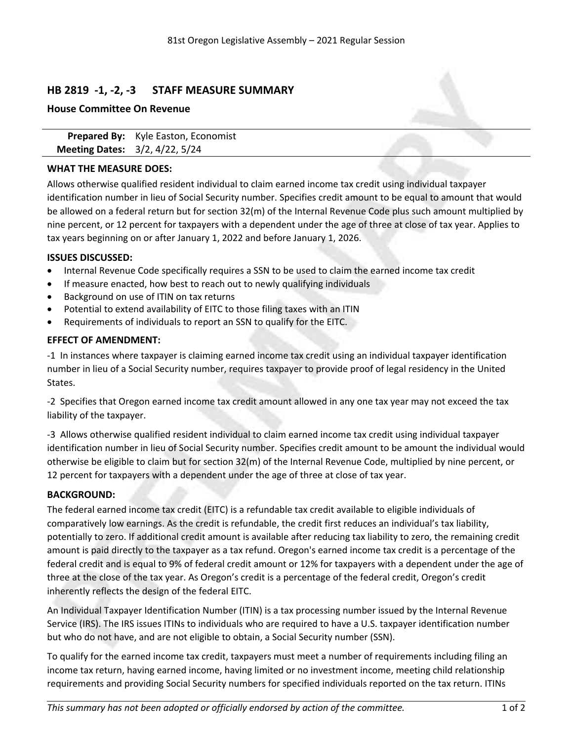81st Oregon Legislative Assembly – 2021 Regular Session

## HB 2819 -1, -2, -3 STAFF MEASURE SUMMARY

**House Committee On Revenue**

**Prepared By:** Kyle Easton, Economist
**Meeting Dates:** 3/2, 4/22, 5/24

### WHAT THE MEASURE DOES:

Allows otherwise qualified resident individual to claim earned income tax credit using individual taxpayer identification number in lieu of Social Security number. Specifies credit amount to be equal to amount that would be allowed on a federal return but for section 32(m) of the Internal Revenue Code plus such amount multiplied by nine percent, or 12 percent for taxpayers with a dependent under the age of three at close of tax year. Applies to tax years beginning on or after January 1, 2022 and before January 1, 2026.

### ISSUES DISCUSSED:

- Internal Revenue Code specifically requires a SSN to be used to claim the earned income tax credit
- If measure enacted, how best to reach out to newly qualifying individuals
- Background on use of ITIN on tax returns
- Potential to extend availability of EITC to those filing taxes with an ITIN
- Requirements of individuals to report an SSN to qualify for the EITC.

### EFFECT OF AMENDMENT:

-1 In instances where taxpayer is claiming earned income tax credit using an individual taxpayer identification number in lieu of a Social Security number, requires taxpayer to provide proof of legal residency in the United States.

-2 Specifies that Oregon earned income tax credit amount allowed in any one tax year may not exceed the tax liability of the taxpayer.

-3 Allows otherwise qualified resident individual to claim earned income tax credit using individual taxpayer identification number in lieu of Social Security number. Specifies credit amount to be amount the individual would otherwise be eligible to claim but for section 32(m) of the Internal Revenue Code, multiplied by nine percent, or 12 percent for taxpayers with a dependent under the age of three at close of tax year.

### BACKGROUND:

The federal earned income tax credit (EITC) is a refundable tax credit available to eligible individuals of comparatively low earnings. As the credit is refundable, the credit first reduces an individual's tax liability, potentially to zero. If additional credit amount is available after reducing tax liability to zero, the remaining credit amount is paid directly to the taxpayer as a tax refund. Oregon's earned income tax credit is a percentage of the federal credit and is equal to 9% of federal credit amount or 12% for taxpayers with a dependent under the age of three at the close of the tax year. As Oregon's credit is a percentage of the federal credit, Oregon's credit inherently reflects the design of the federal EITC.

An Individual Taxpayer Identification Number (ITIN) is a tax processing number issued by the Internal Revenue Service (IRS). The IRS issues ITINs to individuals who are required to have a U.S. taxpayer identification number but who do not have, and are not eligible to obtain, a Social Security number (SSN).

To qualify for the earned income tax credit, taxpayers must meet a number of requirements including filing an income tax return, having earned income, having limited or no investment income, meeting child relationship requirements and providing Social Security numbers for specified individuals reported on the tax return. ITINs

*This summary has not been adopted or officially endorsed by action of the committee.*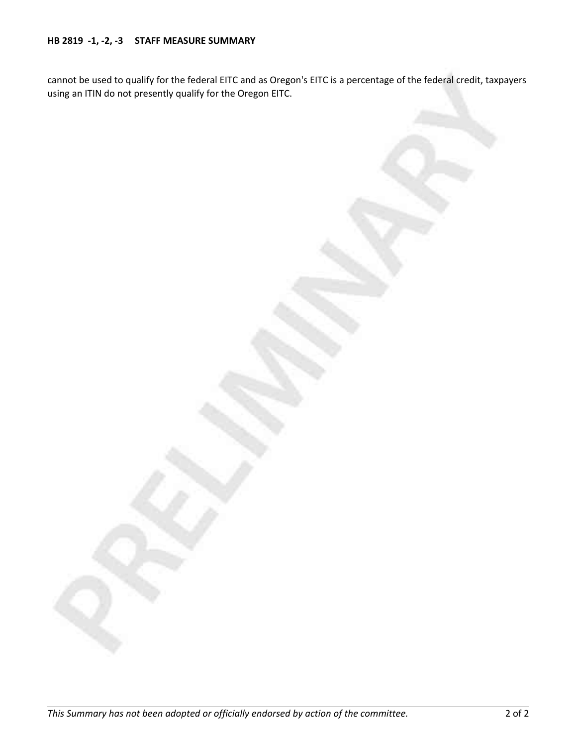cannot be used to qualify for the federal EITC and as Oregon's EITC is a percentage of the federal credit, taxpayers using an ITIN do not presently qualify for the Oregon EITC.